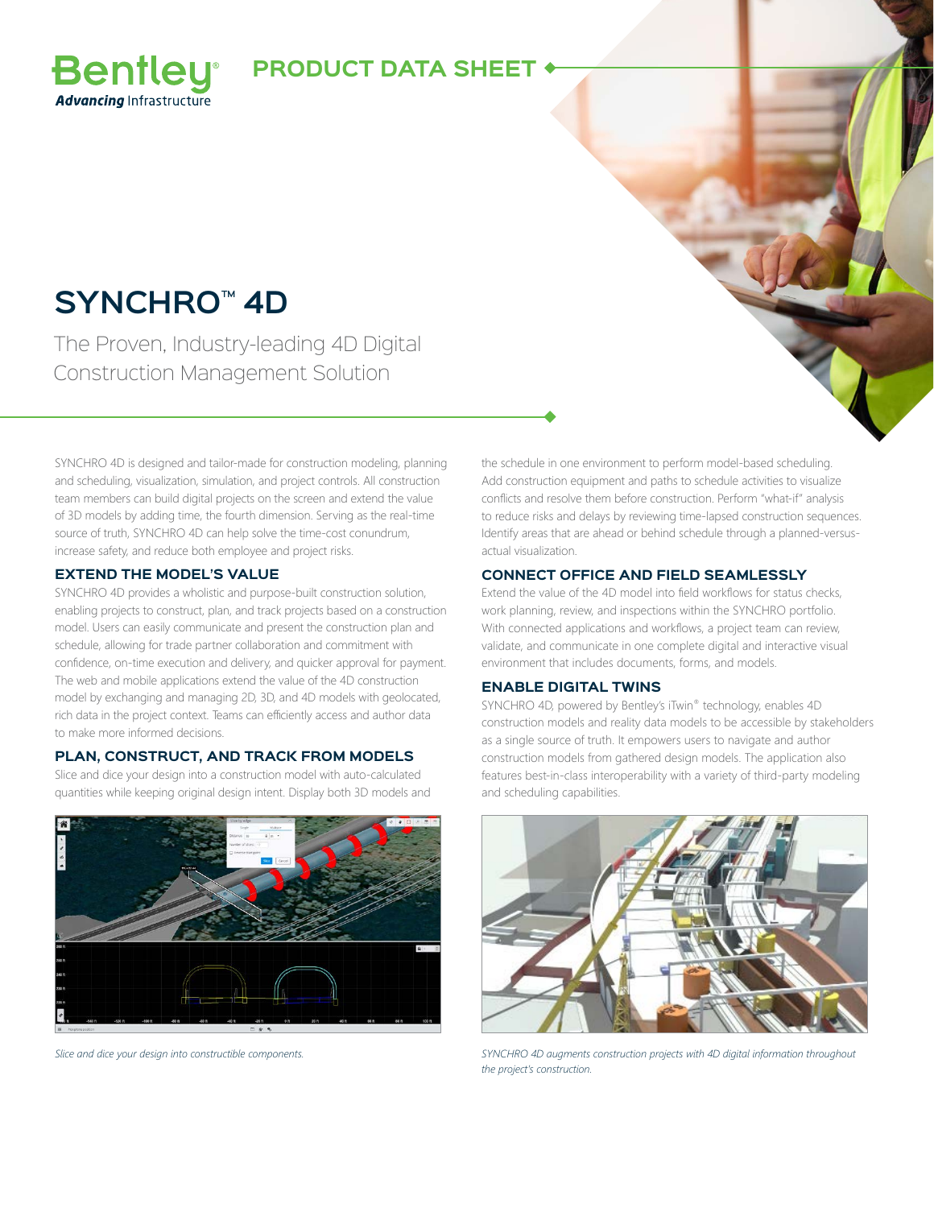Bentley®
*Advancing* Infrastructure

PRODUCT DATA SHEET

# SYNCHRO™ 4D

## The Proven, Industry-leading 4D Digital Construction Management Solution

SYNCHRO 4D is designed and tailor-made for construction modeling, planning and scheduling, visualization, simulation, and project controls. All construction team members can build digital projects on the screen and extend the value of 3D models by adding time, the fourth dimension. Serving as the real-time source of truth, SYNCHRO 4D can help solve the time-cost conundrum, increase safety, and reduce both employee and project risks.

### EXTEND THE MODEL'S VALUE

SYNCHRO 4D provides a wholistic and purpose-built construction solution, enabling projects to construct, plan, and track projects based on a construction model. Users can easily communicate and present the construction plan and schedule, allowing for trade partner collaboration and commitment with confidence, on-time execution and delivery, and quicker approval for payment. The web and mobile applications extend the value of the 4D construction model by exchanging and managing 2D, 3D, and 4D models with geolocated, rich data in the project context. Teams can efficiently access and author data to make more informed decisions.

### PLAN, CONSTRUCT, AND TRACK FROM MODELS

Slice and dice your design into a construction model with auto-calculated quantities while keeping original design intent. Display both 3D models and the schedule in one environment to perform model-based scheduling. Add construction equipment and paths to schedule activities to visualize conflicts and resolve them before construction. Perform "what-if" analysis to reduce risks and delays by reviewing time-lapsed construction sequences. Identify areas that are ahead or behind schedule through a planned-versus-actual visualization.

*Slice and dice your design into constructible components.*

### CONNECT OFFICE AND FIELD SEAMLESSLY

Extend the value of the 4D model into field workflows for status checks, work planning, review, and inspections within the SYNCHRO portfolio. With connected applications and workflows, a project team can review, validate, and communicate in one complete digital and interactive visual environment that includes documents, forms, and models.

### ENABLE DIGITAL TWINS

SYNCHRO 4D, powered by Bentley's iTwin® technology, enables 4D construction models and reality data models to be accessible by stakeholders as a single source of truth. It empowers users to navigate and author construction models from gathered design models. The application also features best-in-class interoperability with a variety of third-party modeling and scheduling capabilities.

*SYNCHRO 4D augments construction projects with 4D digital information throughout the project's construction.*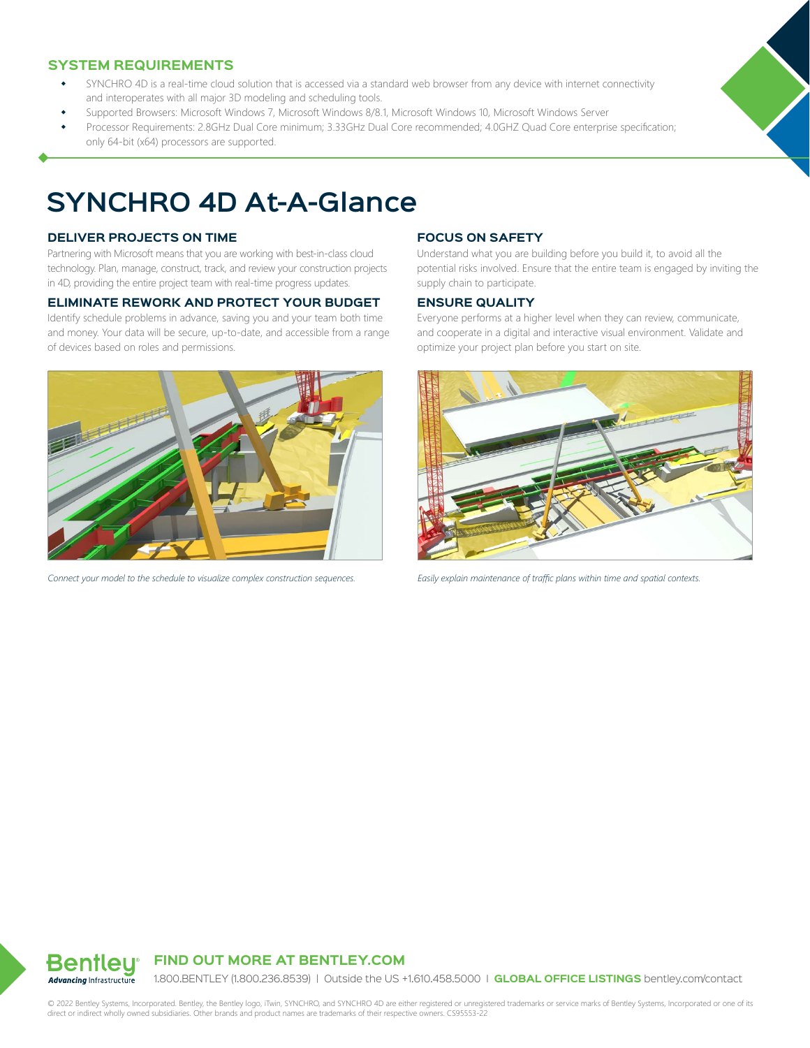## SYSTEM REQUIREMENTS

- SYNCHRO 4D is a real-time cloud solution that is accessed via a standard web browser from any device with internet connectivity and interoperates with all major 3D modeling and scheduling tools.
- Supported Browsers: Microsoft Windows 7, Microsoft Windows 8/8.1, Microsoft Windows 10, Microsoft Windows Server
- Processor Requirements: 2.8GHz Dual Core minimum; 3.33GHz Dual Core recommended; 4.0GHZ Quad Core enterprise specification; only 64-bit (x64) processors are supported.

# SYNCHRO 4D At-A-Glance

### DELIVER PROJECTS ON TIME

Partnering with Microsoft means that you are working with best-in-class cloud technology. Plan, manage, construct, track, and review your construction projects in 4D, providing the entire project team with real-time progress updates.

### ELIMINATE REWORK AND PROTECT YOUR BUDGET

Identify schedule problems in advance, saving you and your team both time and money. Your data will be secure, up-to-date, and accessible from a range of devices based on roles and permissions.

*Connect your model to the schedule to visualize complex construction sequences.*

### FOCUS ON SAFETY

Understand what you are building before you build it, to avoid all the potential risks involved. Ensure that the entire team is engaged by inviting the supply chain to participate.

### ENSURE QUALITY

Everyone performs at a higher level when they can review, communicate, and cooperate in a digital and interactive visual environment. Validate and optimize your project plan before you start on site.

*Easily explain maintenance of traffic plans within time and spatial contexts.*

**FIND OUT MORE AT BENTLEY.COM**

1.800.BENTLEY (1.800.236.8539) | Outside the US +1.610.458.5000 | **GLOBAL OFFICE LISTINGS** bentley.com/contact

© 2022 Bentley Systems, Incorporated. Bentley, the Bentley logo, iTwin, SYNCHRO, and SYNCHRO 4D are either registered or unregistered trademarks or service marks of Bentley Systems, Incorporated or one of its direct or indirect wholly owned subsidiaries. Other brands and product names are trademarks of their respective owners. CS95553-22